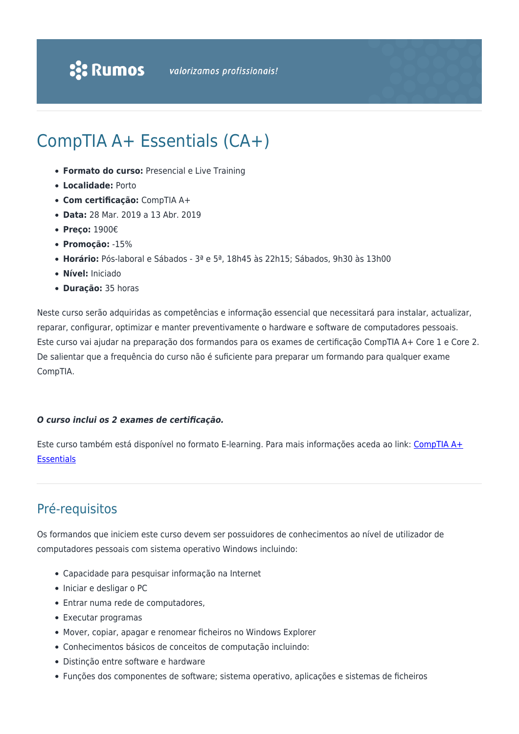Rumos valorizamos profissionais!

# CompTIA A+ Essentials (CA+)

- **Formato do curso:** Presencial e Live Training
- **Localidade:** Porto
- **Com certificação:** CompTIA A+
- **Data:** 28 Mar. 2019 a 13 Abr. 2019
- **Preço:** 1900€
- **Promoção:** -15%
- **Horário:** Pós-laboral e Sábados - 3ª e 5ª, 18h45 às 22h15; Sábados, 9h30 às 13h00
- **Nível:** Iniciado
- **Duração:** 35 horas

Neste curso serão adquiridas as competências e informação essencial que necessitará para instalar, actualizar, reparar, configurar, optimizar e manter preventivamente o hardware e software de computadores pessoais. Este curso vai ajudar na preparação dos formandos para os exames de certificação CompTIA A+ Core 1 e Core 2. De salientar que a frequência do curso não é suficiente para preparar um formando para qualquer exame CompTIA.

***O curso inclui os 2 exames de certificação.***

Este curso também está disponível no formato E-learning. Para mais informações aceda ao link: [CompTIA A+ Essentials]

## Pré-requisitos

Os formandos que iniciem este curso devem ser possuidores de conhecimentos ao nível de utilizador de computadores pessoais com sistema operativo Windows incluindo:

- Capacidade para pesquisar informação na Internet
- Iniciar e desligar o PC
- Entrar numa rede de computadores,
- Executar programas
- Mover, copiar, apagar e renomear ficheiros no Windows Explorer
- Conhecimentos básicos de conceitos de computação incluindo:
- Distinção entre software e hardware
- Funções dos componentes de software; sistema operativo, aplicações e sistemas de ficheiros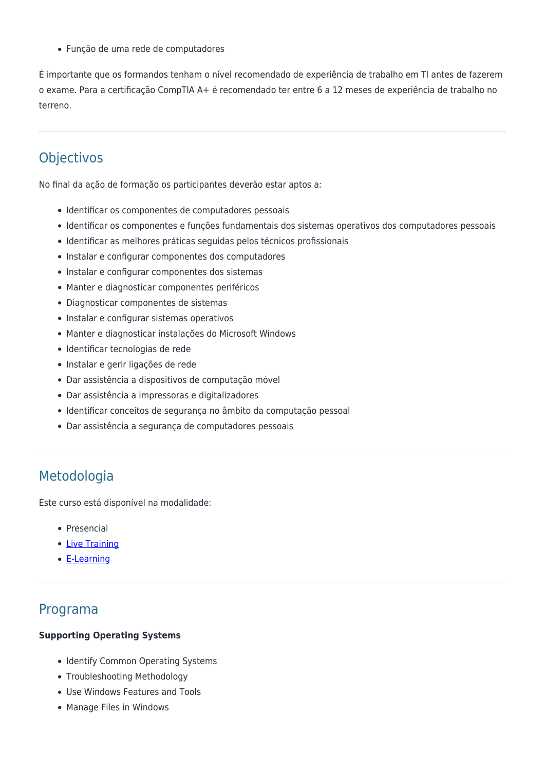- Função de uma rede de computadores

É importante que os formandos tenham o nível recomendado de experiência de trabalho em TI antes de fazerem o exame. Para a certificação CompTIA A+ é recomendado ter entre 6 a 12 meses de experiência de trabalho no terreno.

## Objectivos

No final da ação de formação os participantes deverão estar aptos a:

- Identificar os componentes de computadores pessoais
- Identificar os componentes e funções fundamentais dos sistemas operativos dos computadores pessoais
- Identificar as melhores práticas seguidas pelos técnicos profissionais
- Instalar e configurar componentes dos computadores
- Instalar e configurar componentes dos sistemas
- Manter e diagnosticar componentes periféricos
- Diagnosticar componentes de sistemas
- Instalar e configurar sistemas operativos
- Manter e diagnosticar instalações do Microsoft Windows
- Identificar tecnologias de rede
- Instalar e gerir ligações de rede
- Dar assistência a dispositivos de computação móvel
- Dar assistência a impressoras e digitalizadores
- Identificar conceitos de segurança no âmbito da computação pessoal
- Dar assistência a segurança de computadores pessoais

## Metodologia

Este curso está disponível na modalidade:

- Presencial
- Live Training
- E-Learning

## Programa

**Supporting Operating Systems**

- Identify Common Operating Systems
- Troubleshooting Methodology
- Use Windows Features and Tools
- Manage Files in Windows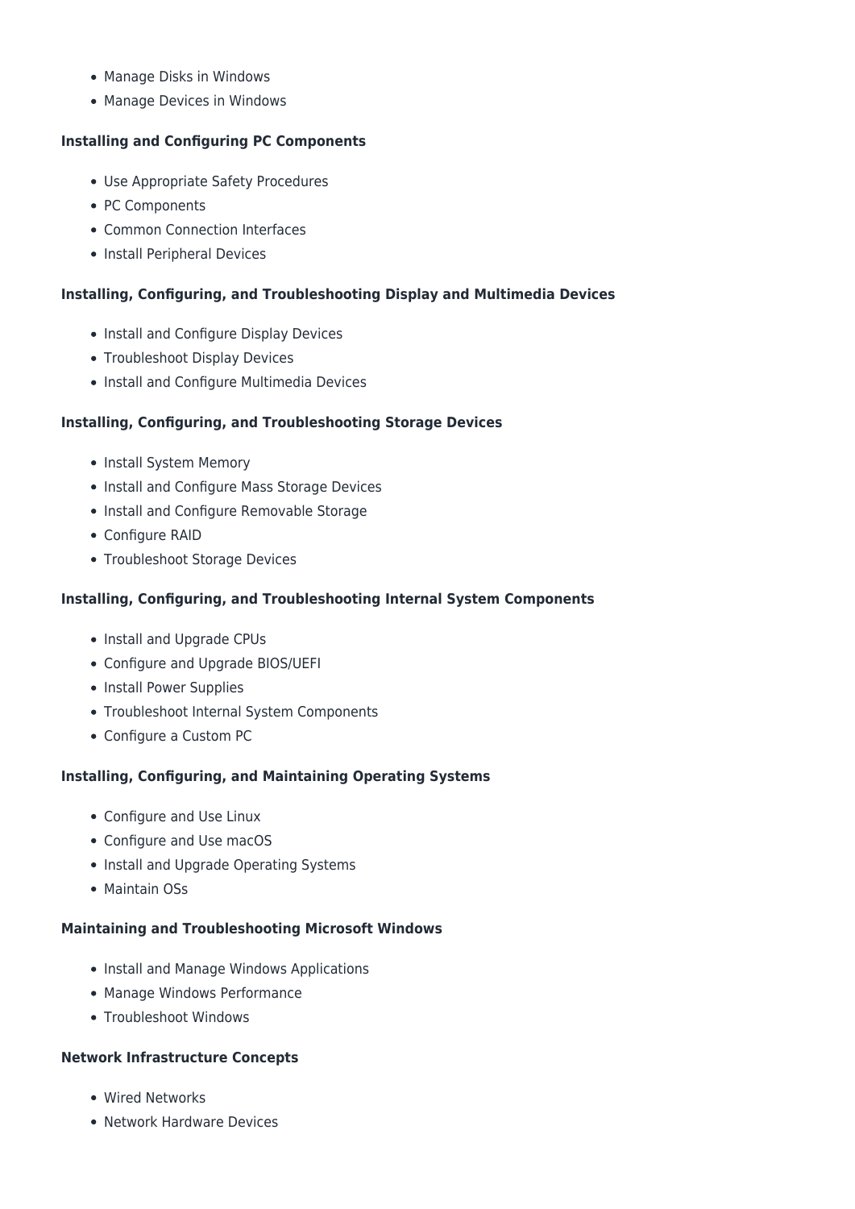- Manage Disks in Windows
- Manage Devices in Windows

**Installing and Configuring PC Components**

- Use Appropriate Safety Procedures
- PC Components
- Common Connection Interfaces
- Install Peripheral Devices

**Installing, Configuring, and Troubleshooting Display and Multimedia Devices**

- Install and Configure Display Devices
- Troubleshoot Display Devices
- Install and Configure Multimedia Devices

**Installing, Configuring, and Troubleshooting Storage Devices**

- Install System Memory
- Install and Configure Mass Storage Devices
- Install and Configure Removable Storage
- Configure RAID
- Troubleshoot Storage Devices

**Installing, Configuring, and Troubleshooting Internal System Components**

- Install and Upgrade CPUs
- Configure and Upgrade BIOS/UEFI
- Install Power Supplies
- Troubleshoot Internal System Components
- Configure a Custom PC

**Installing, Configuring, and Maintaining Operating Systems**

- Configure and Use Linux
- Configure and Use macOS
- Install and Upgrade Operating Systems
- Maintain OSs

**Maintaining and Troubleshooting Microsoft Windows**

- Install and Manage Windows Applications
- Manage Windows Performance
- Troubleshoot Windows

**Network Infrastructure Concepts**

- Wired Networks
- Network Hardware Devices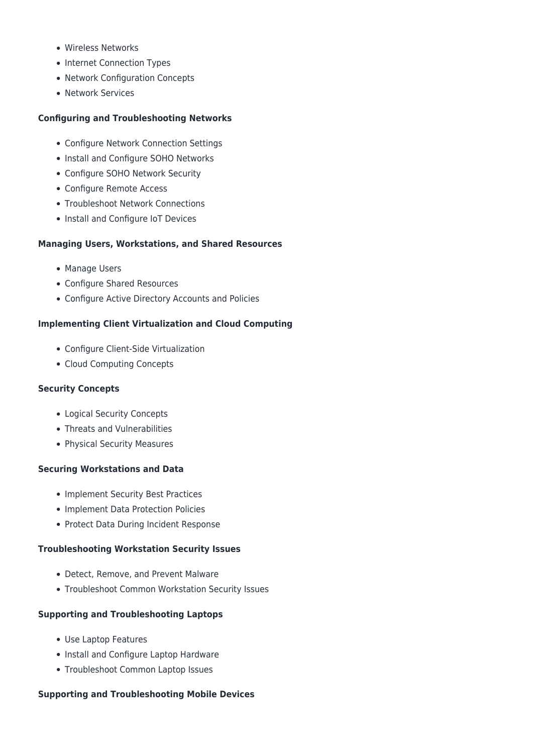- Wireless Networks
- Internet Connection Types
- Network Configuration Concepts
- Network Services

**Configuring and Troubleshooting Networks**

- Configure Network Connection Settings
- Install and Configure SOHO Networks
- Configure SOHO Network Security
- Configure Remote Access
- Troubleshoot Network Connections
- Install and Configure IoT Devices

**Managing Users, Workstations, and Shared Resources**

- Manage Users
- Configure Shared Resources
- Configure Active Directory Accounts and Policies

**Implementing Client Virtualization and Cloud Computing**

- Configure Client-Side Virtualization
- Cloud Computing Concepts

**Security Concepts**

- Logical Security Concepts
- Threats and Vulnerabilities
- Physical Security Measures

**Securing Workstations and Data**

- Implement Security Best Practices
- Implement Data Protection Policies
- Protect Data During Incident Response

**Troubleshooting Workstation Security Issues**

- Detect, Remove, and Prevent Malware
- Troubleshoot Common Workstation Security Issues

**Supporting and Troubleshooting Laptops**

- Use Laptop Features
- Install and Configure Laptop Hardware
- Troubleshoot Common Laptop Issues

**Supporting and Troubleshooting Mobile Devices**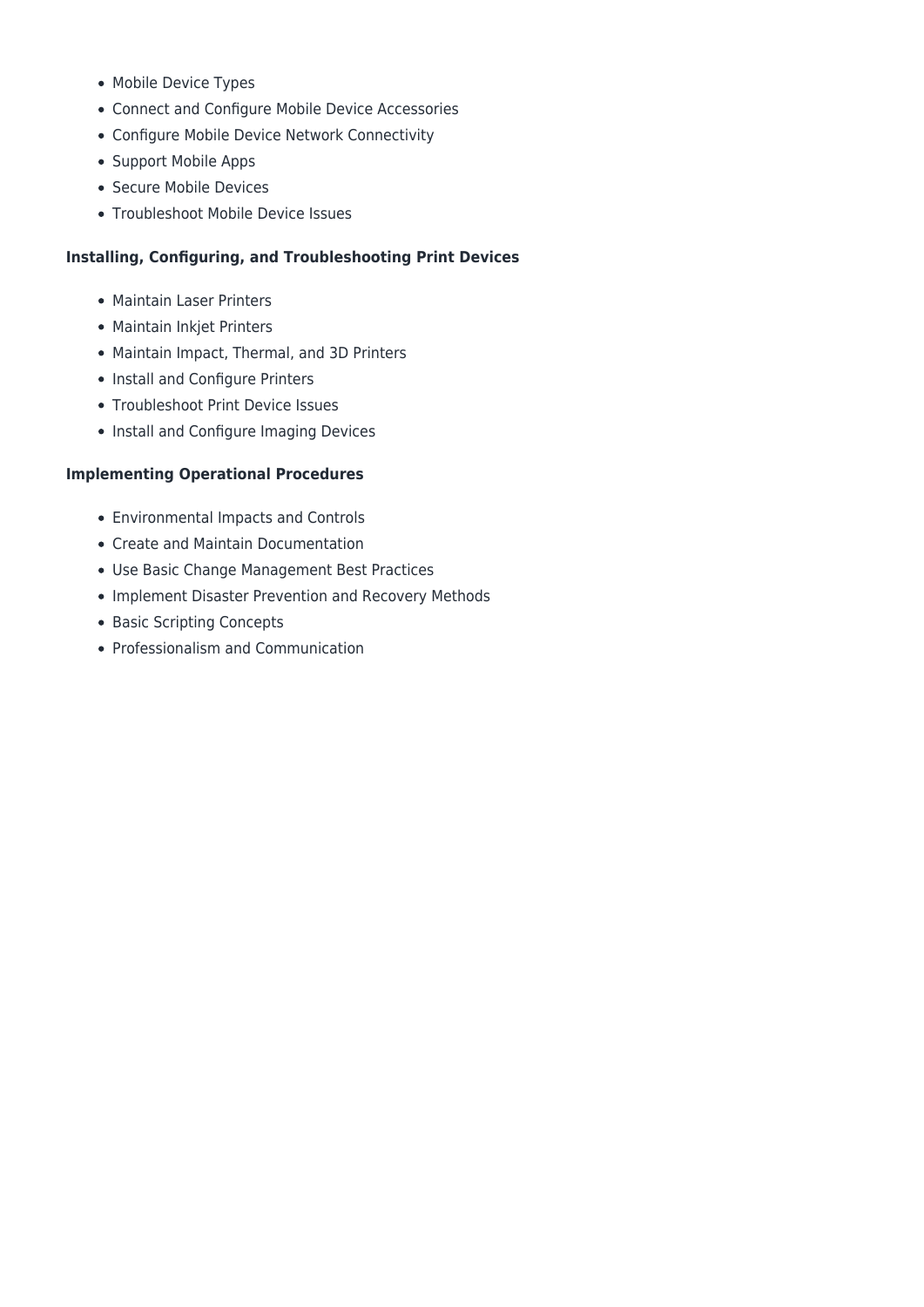- Mobile Device Types
- Connect and Configure Mobile Device Accessories
- Configure Mobile Device Network Connectivity
- Support Mobile Apps
- Secure Mobile Devices
- Troubleshoot Mobile Device Issues

**Installing, Configuring, and Troubleshooting Print Devices**

- Maintain Laser Printers
- Maintain Inkjet Printers
- Maintain Impact, Thermal, and 3D Printers
- Install and Configure Printers
- Troubleshoot Print Device Issues
- Install and Configure Imaging Devices

**Implementing Operational Procedures**

- Environmental Impacts and Controls
- Create and Maintain Documentation
- Use Basic Change Management Best Practices
- Implement Disaster Prevention and Recovery Methods
- Basic Scripting Concepts
- Professionalism and Communication